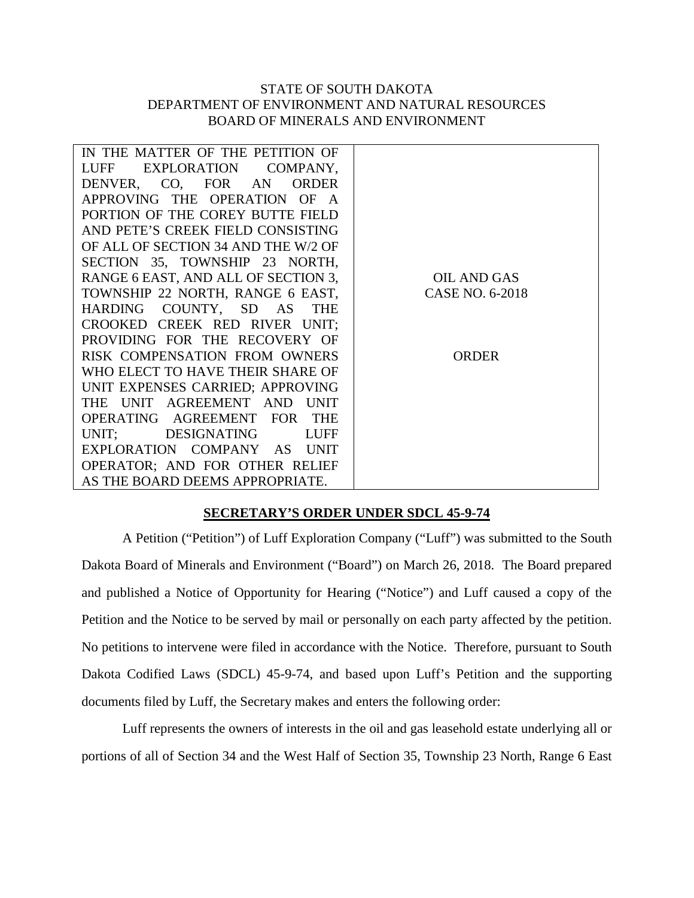STATE OF SOUTH DAKOTA
DEPARTMENT OF ENVIRONMENT AND NATURAL RESOURCES
BOARD OF MINERALS AND ENVIRONMENT

| IN THE MATTER OF THE PETITION OF LUFF EXPLORATION COMPANY, DENVER, CO, FOR AN ORDER APPROVING THE OPERATION OF A PORTION OF THE COREY BUTTE FIELD AND PETE'S CREEK FIELD CONSISTING OF ALL OF SECTION 34 AND THE W/2 OF SECTION 35, TOWNSHIP 23 NORTH, RANGE 6 EAST, AND ALL OF SECTION 3, TOWNSHIP 22 NORTH, RANGE 6 EAST, HARDING COUNTY, SD AS THE CROOKED CREEK RED RIVER UNIT; PROVIDING FOR THE RECOVERY OF RISK COMPENSATION FROM OWNERS WHO ELECT TO HAVE THEIR SHARE OF UNIT EXPENSES CARRIED; APPROVING THE UNIT AGREEMENT AND UNIT OPERATING AGREEMENT FOR THE UNIT; DESIGNATING LUFF EXPLORATION COMPANY AS UNIT OPERATOR; AND FOR OTHER RELIEF AS THE BOARD DEEMS APPROPRIATE. | OIL AND GAS CASE NO. 6-2018<br><br>ORDER |
|---|---|

## SECRETARY'S ORDER UNDER SDCL 45-9-74

A Petition ("Petition") of Luff Exploration Company ("Luff") was submitted to the South Dakota Board of Minerals and Environment ("Board") on March 26, 2018. The Board prepared and published a Notice of Opportunity for Hearing ("Notice") and Luff caused a copy of the Petition and the Notice to be served by mail or personally on each party affected by the petition. No petitions to intervene were filed in accordance with the Notice. Therefore, pursuant to South Dakota Codified Laws (SDCL) 45-9-74, and based upon Luff's Petition and the supporting documents filed by Luff, the Secretary makes and enters the following order:

Luff represents the owners of interests in the oil and gas leasehold estate underlying all or portions of all of Section 34 and the West Half of Section 35, Township 23 North, Range 6 East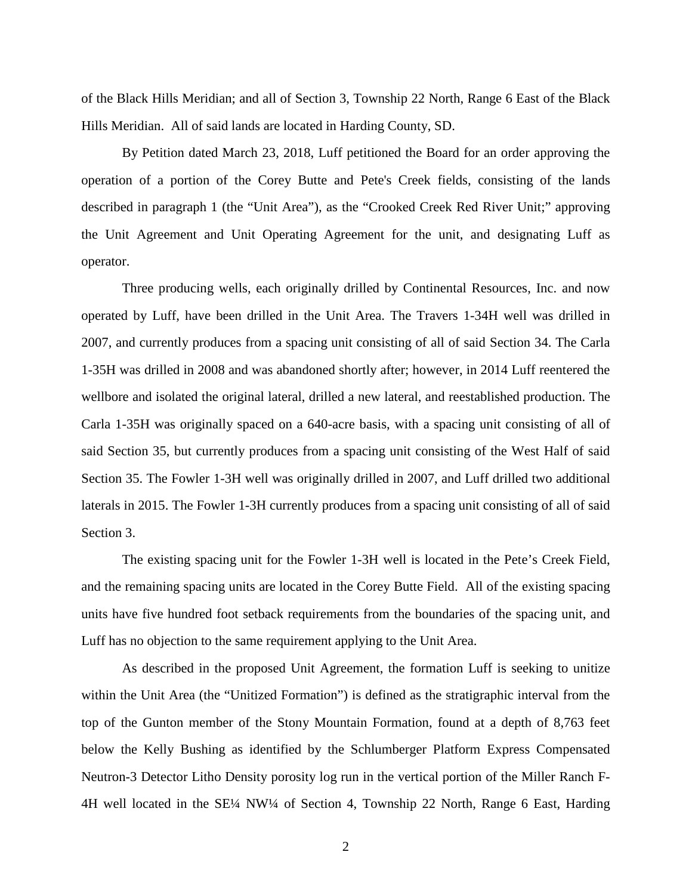of the Black Hills Meridian; and all of Section 3, Township 22 North, Range 6 East of the Black Hills Meridian. All of said lands are located in Harding County, SD.

By Petition dated March 23, 2018, Luff petitioned the Board for an order approving the operation of a portion of the Corey Butte and Pete's Creek fields, consisting of the lands described in paragraph 1 (the "Unit Area"), as the "Crooked Creek Red River Unit;" approving the Unit Agreement and Unit Operating Agreement for the unit, and designating Luff as operator.

Three producing wells, each originally drilled by Continental Resources, Inc. and now operated by Luff, have been drilled in the Unit Area. The Travers 1-34H well was drilled in 2007, and currently produces from a spacing unit consisting of all of said Section 34. The Carla 1-35H was drilled in 2008 and was abandoned shortly after; however, in 2014 Luff reentered the wellbore and isolated the original lateral, drilled a new lateral, and reestablished production. The Carla 1-35H was originally spaced on a 640-acre basis, with a spacing unit consisting of all of said Section 35, but currently produces from a spacing unit consisting of the West Half of said Section 35. The Fowler 1-3H well was originally drilled in 2007, and Luff drilled two additional laterals in 2015. The Fowler 1-3H currently produces from a spacing unit consisting of all of said Section 3.

The existing spacing unit for the Fowler 1-3H well is located in the Pete's Creek Field, and the remaining spacing units are located in the Corey Butte Field. All of the existing spacing units have five hundred foot setback requirements from the boundaries of the spacing unit, and Luff has no objection to the same requirement applying to the Unit Area.

As described in the proposed Unit Agreement, the formation Luff is seeking to unitize within the Unit Area (the "Unitized Formation") is defined as the stratigraphic interval from the top of the Gunton member of the Stony Mountain Formation, found at a depth of 8,763 feet below the Kelly Bushing as identified by the Schlumberger Platform Express Compensated Neutron-3 Detector Litho Density porosity log run in the vertical portion of the Miller Ranch F-4H well located in the SE¼ NW¼ of Section 4, Township 22 North, Range 6 East, Harding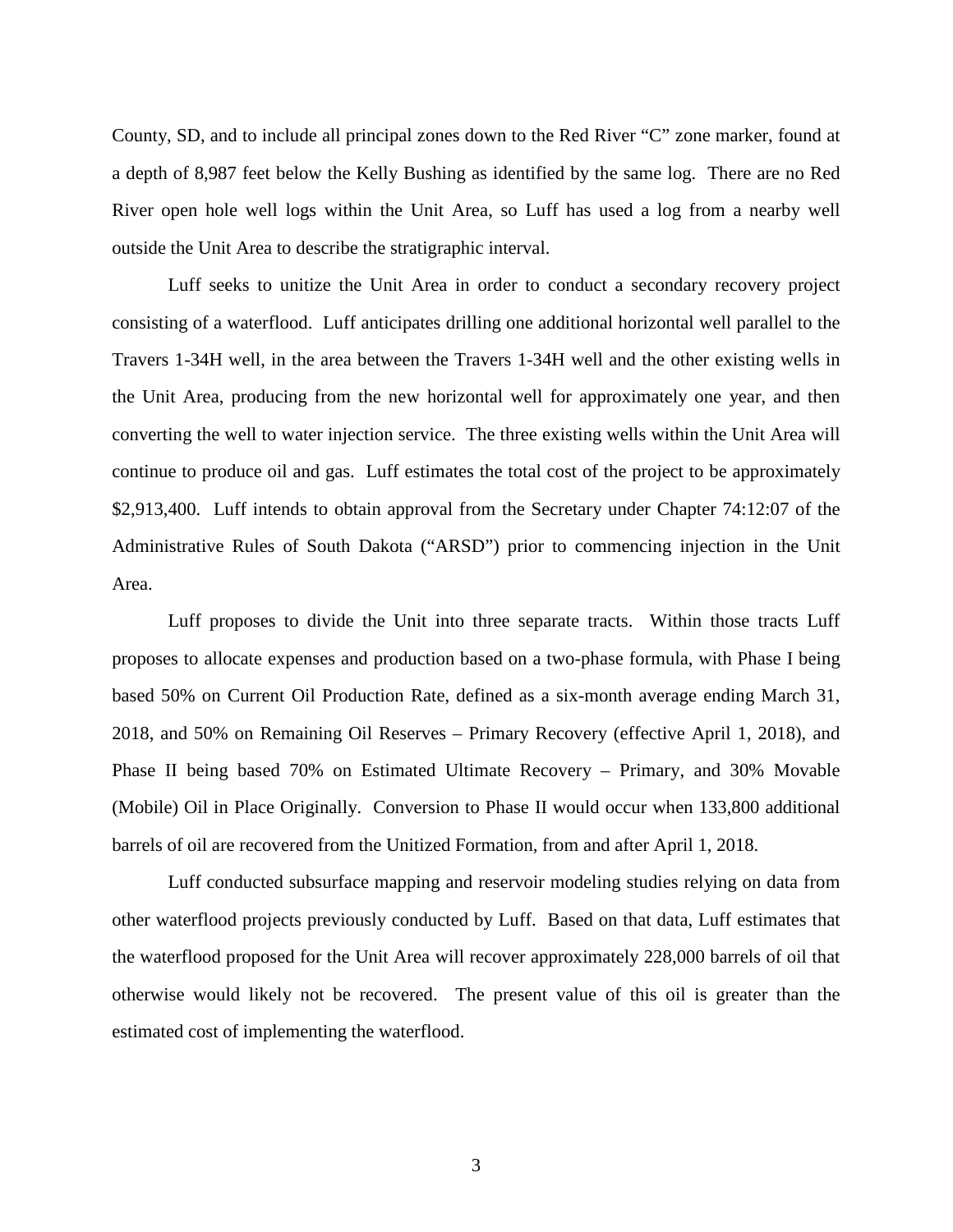County, SD, and to include all principal zones down to the Red River "C" zone marker, found at a depth of 8,987 feet below the Kelly Bushing as identified by the same log. There are no Red River open hole well logs within the Unit Area, so Luff has used a log from a nearby well outside the Unit Area to describe the stratigraphic interval.

Luff seeks to unitize the Unit Area in order to conduct a secondary recovery project consisting of a waterflood. Luff anticipates drilling one additional horizontal well parallel to the Travers 1-34H well, in the area between the Travers 1-34H well and the other existing wells in the Unit Area, producing from the new horizontal well for approximately one year, and then converting the well to water injection service. The three existing wells within the Unit Area will continue to produce oil and gas. Luff estimates the total cost of the project to be approximately $2,913,400. Luff intends to obtain approval from the Secretary under Chapter 74:12:07 of the Administrative Rules of South Dakota ("ARSD") prior to commencing injection in the Unit Area.

Luff proposes to divide the Unit into three separate tracts. Within those tracts Luff proposes to allocate expenses and production based on a two-phase formula, with Phase I being based 50% on Current Oil Production Rate, defined as a six-month average ending March 31, 2018, and 50% on Remaining Oil Reserves – Primary Recovery (effective April 1, 2018), and Phase II being based 70% on Estimated Ultimate Recovery – Primary, and 30% Movable (Mobile) Oil in Place Originally. Conversion to Phase II would occur when 133,800 additional barrels of oil are recovered from the Unitized Formation, from and after April 1, 2018.

Luff conducted subsurface mapping and reservoir modeling studies relying on data from other waterflood projects previously conducted by Luff. Based on that data, Luff estimates that the waterflood proposed for the Unit Area will recover approximately 228,000 barrels of oil that otherwise would likely not be recovered. The present value of this oil is greater than the estimated cost of implementing the waterflood.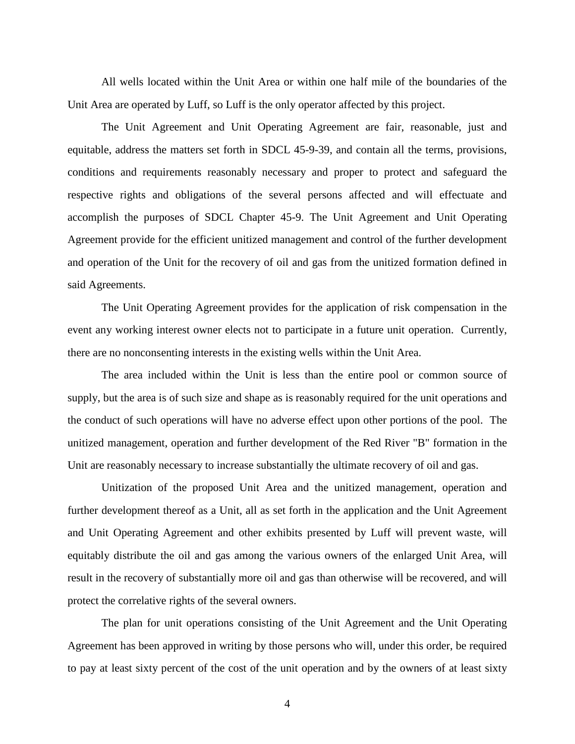All wells located within the Unit Area or within one half mile of the boundaries of the Unit Area are operated by Luff, so Luff is the only operator affected by this project.

The Unit Agreement and Unit Operating Agreement are fair, reasonable, just and equitable, address the matters set forth in SDCL 45-9-39, and contain all the terms, provisions, conditions and requirements reasonably necessary and proper to protect and safeguard the respective rights and obligations of the several persons affected and will effectuate and accomplish the purposes of SDCL Chapter 45-9. The Unit Agreement and Unit Operating Agreement provide for the efficient unitized management and control of the further development and operation of the Unit for the recovery of oil and gas from the unitized formation defined in said Agreements.

The Unit Operating Agreement provides for the application of risk compensation in the event any working interest owner elects not to participate in a future unit operation. Currently, there are no nonconsenting interests in the existing wells within the Unit Area.

The area included within the Unit is less than the entire pool or common source of supply, but the area is of such size and shape as is reasonably required for the unit operations and the conduct of such operations will have no adverse effect upon other portions of the pool. The unitized management, operation and further development of the Red River "B" formation in the Unit are reasonably necessary to increase substantially the ultimate recovery of oil and gas.

Unitization of the proposed Unit Area and the unitized management, operation and further development thereof as a Unit, all as set forth in the application and the Unit Agreement and Unit Operating Agreement and other exhibits presented by Luff will prevent waste, will equitably distribute the oil and gas among the various owners of the enlarged Unit Area, will result in the recovery of substantially more oil and gas than otherwise will be recovered, and will protect the correlative rights of the several owners.

The plan for unit operations consisting of the Unit Agreement and the Unit Operating Agreement has been approved in writing by those persons who will, under this order, be required to pay at least sixty percent of the cost of the unit operation and by the owners of at least sixty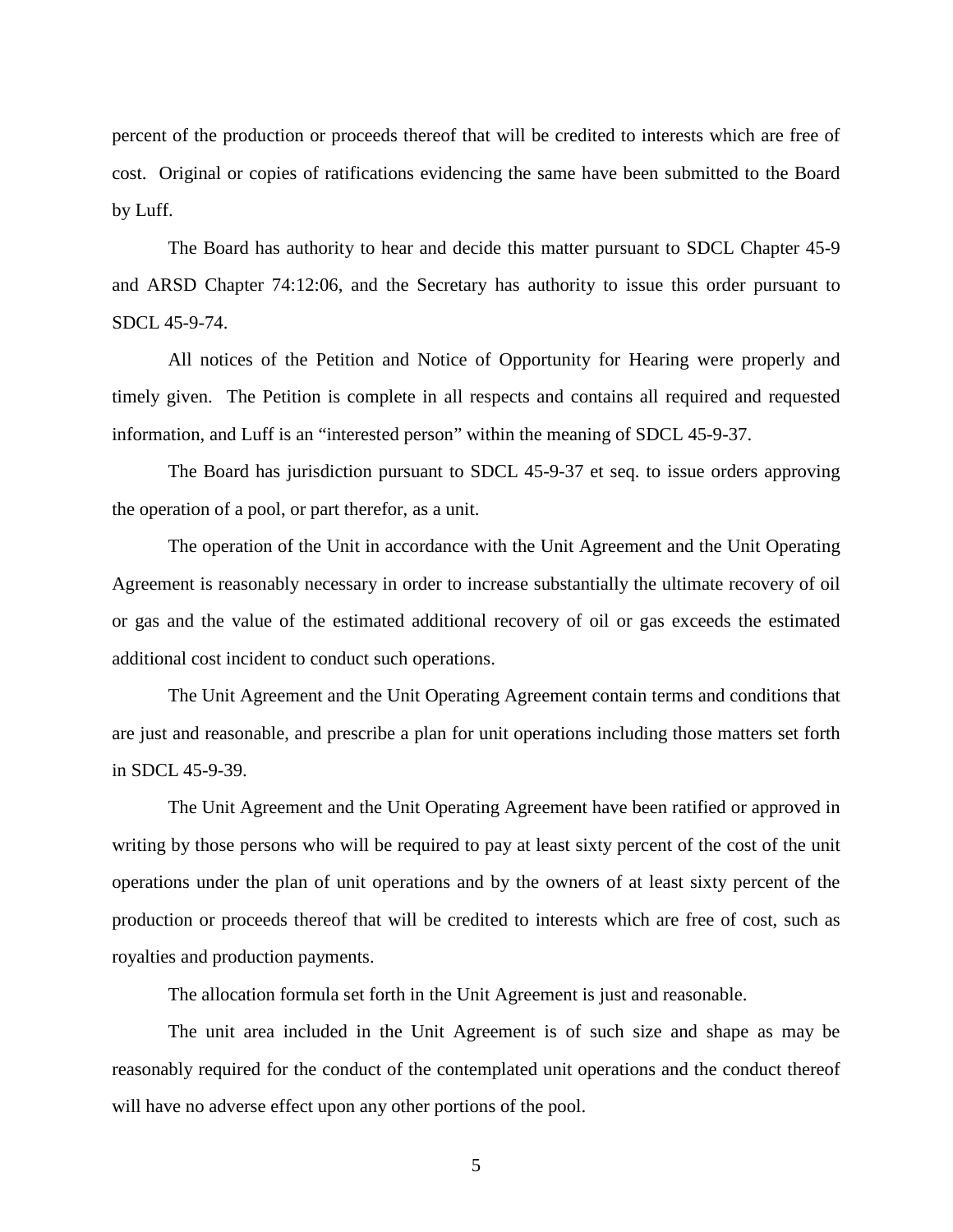percent of the production or proceeds thereof that will be credited to interests which are free of cost. Original or copies of ratifications evidencing the same have been submitted to the Board by Luff.

The Board has authority to hear and decide this matter pursuant to SDCL Chapter 45-9 and ARSD Chapter 74:12:06, and the Secretary has authority to issue this order pursuant to SDCL 45-9-74.

All notices of the Petition and Notice of Opportunity for Hearing were properly and timely given. The Petition is complete in all respects and contains all required and requested information, and Luff is an "interested person" within the meaning of SDCL 45-9-37.

The Board has jurisdiction pursuant to SDCL 45-9-37 et seq. to issue orders approving the operation of a pool, or part therefor, as a unit.

The operation of the Unit in accordance with the Unit Agreement and the Unit Operating Agreement is reasonably necessary in order to increase substantially the ultimate recovery of oil or gas and the value of the estimated additional recovery of oil or gas exceeds the estimated additional cost incident to conduct such operations.

The Unit Agreement and the Unit Operating Agreement contain terms and conditions that are just and reasonable, and prescribe a plan for unit operations including those matters set forth in SDCL 45-9-39.

The Unit Agreement and the Unit Operating Agreement have been ratified or approved in writing by those persons who will be required to pay at least sixty percent of the cost of the unit operations under the plan of unit operations and by the owners of at least sixty percent of the production or proceeds thereof that will be credited to interests which are free of cost, such as royalties and production payments.

The allocation formula set forth in the Unit Agreement is just and reasonable.

The unit area included in the Unit Agreement is of such size and shape as may be reasonably required for the conduct of the contemplated unit operations and the conduct thereof will have no adverse effect upon any other portions of the pool.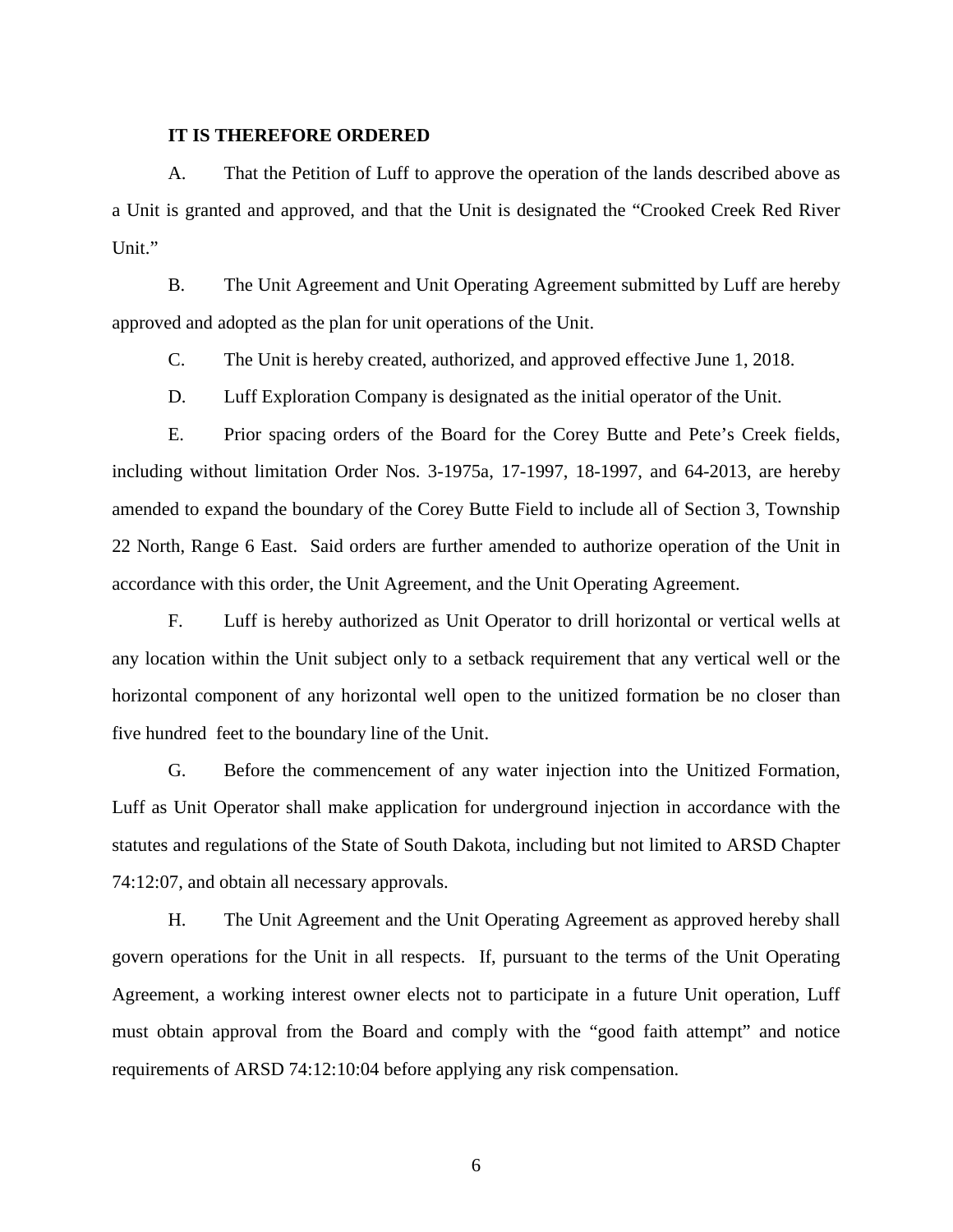**IT IS THEREFORE ORDERED**

A. That the Petition of Luff to approve the operation of the lands described above as a Unit is granted and approved, and that the Unit is designated the "Crooked Creek Red River Unit."

B. The Unit Agreement and Unit Operating Agreement submitted by Luff are hereby approved and adopted as the plan for unit operations of the Unit.

C. The Unit is hereby created, authorized, and approved effective June 1, 2018.

D. Luff Exploration Company is designated as the initial operator of the Unit.

E. Prior spacing orders of the Board for the Corey Butte and Pete's Creek fields, including without limitation Order Nos. 3-1975a, 17-1997, 18-1997, and 64-2013, are hereby amended to expand the boundary of the Corey Butte Field to include all of Section 3, Township 22 North, Range 6 East. Said orders are further amended to authorize operation of the Unit in accordance with this order, the Unit Agreement, and the Unit Operating Agreement.

F. Luff is hereby authorized as Unit Operator to drill horizontal or vertical wells at any location within the Unit subject only to a setback requirement that any vertical well or the horizontal component of any horizontal well open to the unitized formation be no closer than five hundred feet to the boundary line of the Unit.

G. Before the commencement of any water injection into the Unitized Formation, Luff as Unit Operator shall make application for underground injection in accordance with the statutes and regulations of the State of South Dakota, including but not limited to ARSD Chapter 74:12:07, and obtain all necessary approvals.

H. The Unit Agreement and the Unit Operating Agreement as approved hereby shall govern operations for the Unit in all respects. If, pursuant to the terms of the Unit Operating Agreement, a working interest owner elects not to participate in a future Unit operation, Luff must obtain approval from the Board and comply with the "good faith attempt" and notice requirements of ARSD 74:12:10:04 before applying any risk compensation.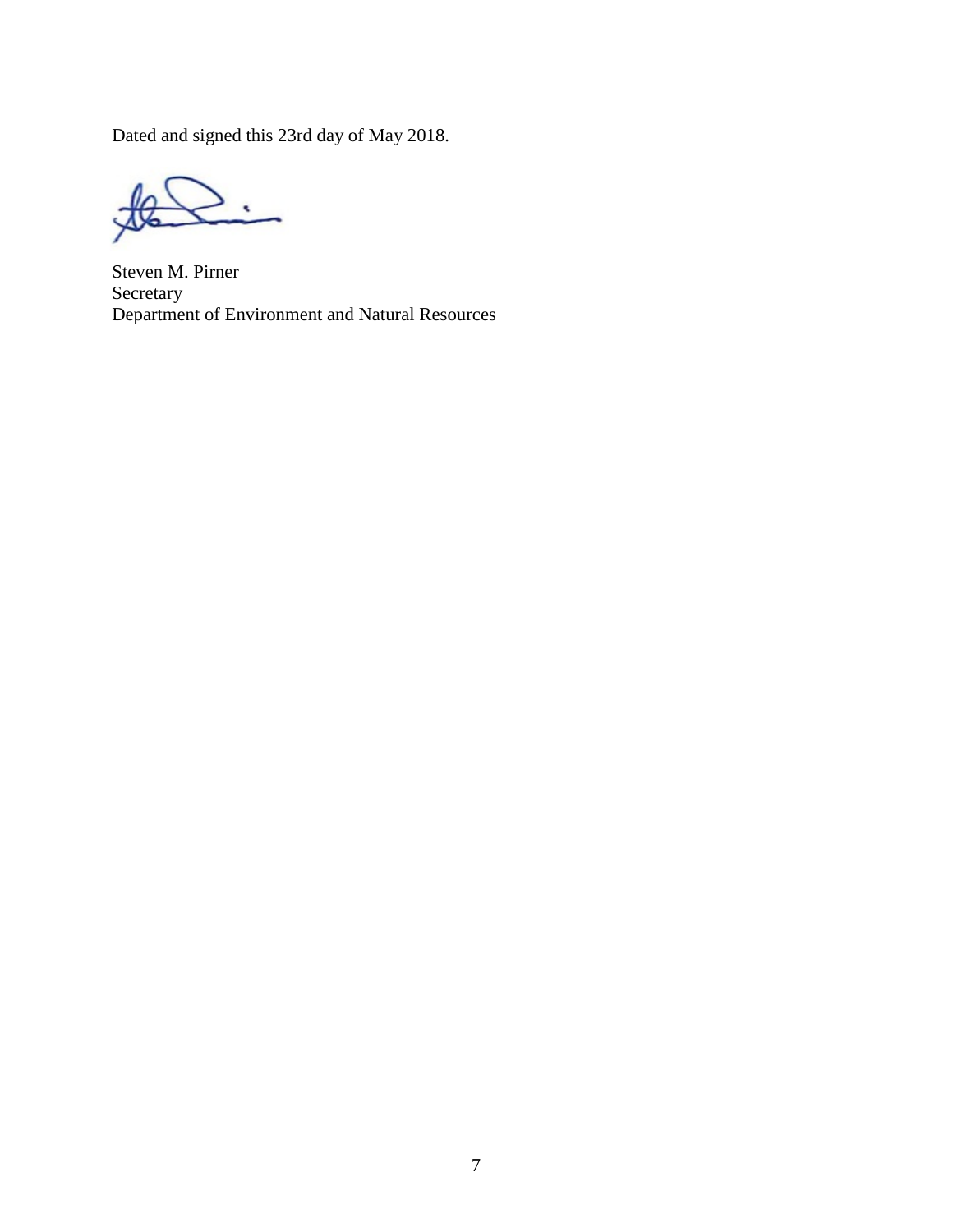Dated and signed this 23rd day of May 2018.

Steven M. Pirner
Secretary
Department of Environment and Natural Resources